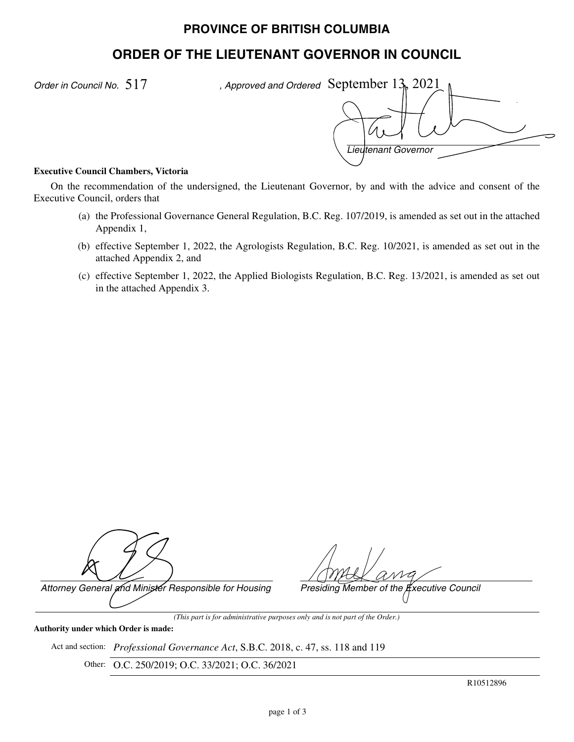# PROVINCE OF BRITISH COLUMBIA

## ORDER OF THE LIEUTENANT GOVERNOR IN COUNCIL

*Order in Council No.* 517 *, Approved and Ordered* September 13, 2021

*Lieutenant Governor*

**Executive Council Chambers, Victoria**

On the recommendation of the undersigned, the Lieutenant Governor, by and with the advice and consent of the Executive Council, orders that

(a) the Professional Governance General Regulation, B.C. Reg. 107/2019, is amended as set out in the attached Appendix 1,

(b) effective September 1, 2022, the Agrologists Regulation, B.C. Reg. 10/2021, is amended as set out in the attached Appendix 2, and

(c) effective September 1, 2022, the Applied Biologists Regulation, B.C. Reg. 13/2021, is amended as set out in the attached Appendix 3.

*Attorney General and Minister Responsible for Housing*

*Presiding Member of the Executive Council*

*(This part is for administrative purposes only and is not part of the Order.)*

**Authority under which Order is made:**

Act and section: *Professional Governance Act*, S.B.C. 2018, c. 47, ss. 118 and 119

Other: O.C. 250/2019; O.C. 33/2021; O.C. 36/2021

R10512896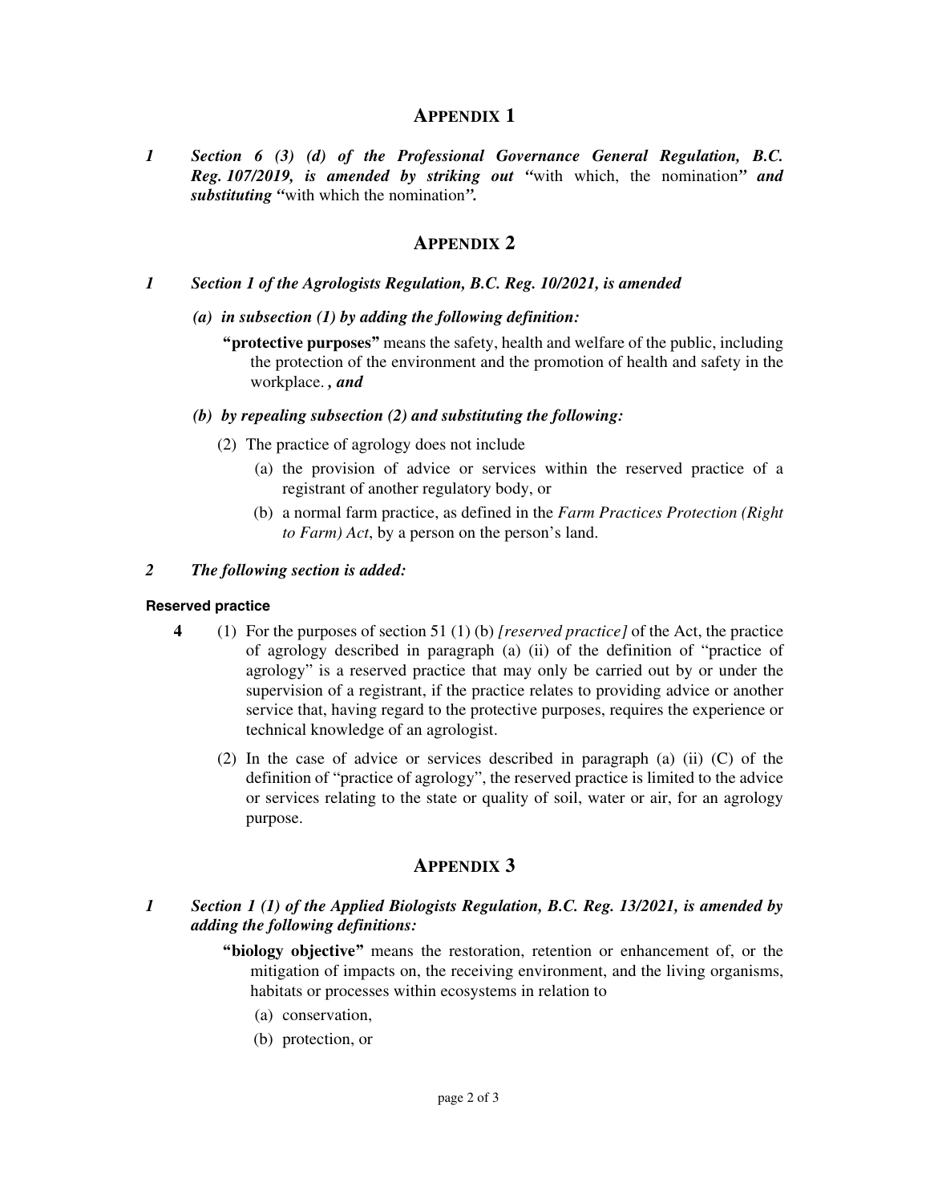## APPENDIX 1

*1* ***Section 6 (3) (d) of the Professional Governance General Regulation, B.C. Reg. 107/2019, is amended by striking out "***with which, the nomination***" and substituting "***with which the nomination***".***

## APPENDIX 2

*1* ***Section 1 of the Agrologists Regulation, B.C. Reg. 10/2021, is amended***

***(a) in subsection (1) by adding the following definition:***

**"protective purposes"** means the safety, health and welfare of the public, including the protection of the environment and the promotion of health and safety in the workplace. ***, and***

***(b) by repealing subsection (2) and substituting the following:***

(2) The practice of agrology does not include

(a) the provision of advice or services within the reserved practice of a registrant of another regulatory body, or

(b) a normal farm practice, as defined in the *Farm Practices Protection (Right to Farm) Act*, by a person on the person's land.

*2* ***The following section is added:***

**Reserved practice**

**4** (1) For the purposes of section 51 (1) (b) *[reserved practice]* of the Act, the practice of agrology described in paragraph (a) (ii) of the definition of "practice of agrology" is a reserved practice that may only be carried out by or under the supervision of a registrant, if the practice relates to providing advice or another service that, having regard to the protective purposes, requires the experience or technical knowledge of an agrologist.

(2) In the case of advice or services described in paragraph (a) (ii) (C) of the definition of "practice of agrology", the reserved practice is limited to the advice or services relating to the state or quality of soil, water or air, for an agrology purpose.

## APPENDIX 3

*1* ***Section 1 (1) of the Applied Biologists Regulation, B.C. Reg. 13/2021, is amended by adding the following definitions:***

**"biology objective"** means the restoration, retention or enhancement of, or the mitigation of impacts on, the receiving environment, and the living organisms, habitats or processes within ecosystems in relation to

(a) conservation,

(b) protection, or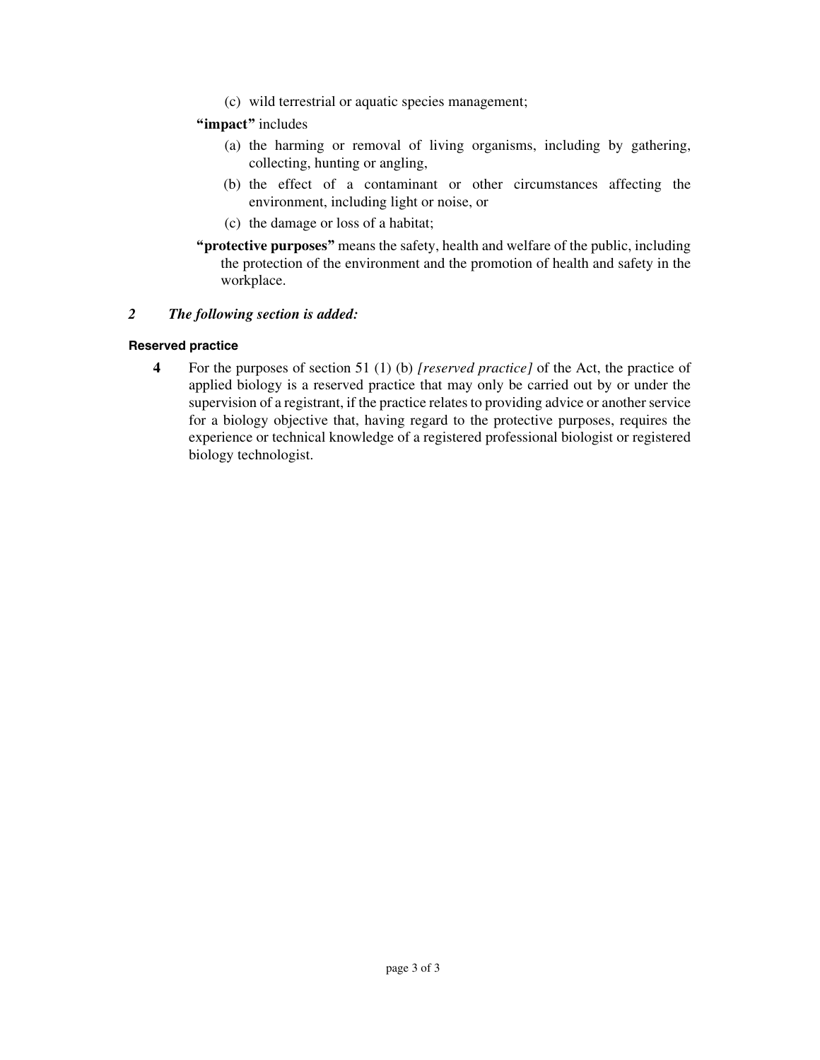(c) wild terrestrial or aquatic species management;

**"impact"** includes

(a) the harming or removal of living organisms, including by gathering, collecting, hunting or angling,

(b) the effect of a contaminant or other circumstances affecting the environment, including light or noise, or

(c) the damage or loss of a habitat;

**"protective purposes"** means the safety, health and welfare of the public, including the protection of the environment and the promotion of health and safety in the workplace.

*2 The following section is added:*

**Reserved practice**

**4** For the purposes of section 51 (1) (b) *[reserved practice]* of the Act, the practice of applied biology is a reserved practice that may only be carried out by or under the supervision of a registrant, if the practice relates to providing advice or another service for a biology objective that, having regard to the protective purposes, requires the experience or technical knowledge of a registered professional biologist or registered biology technologist.